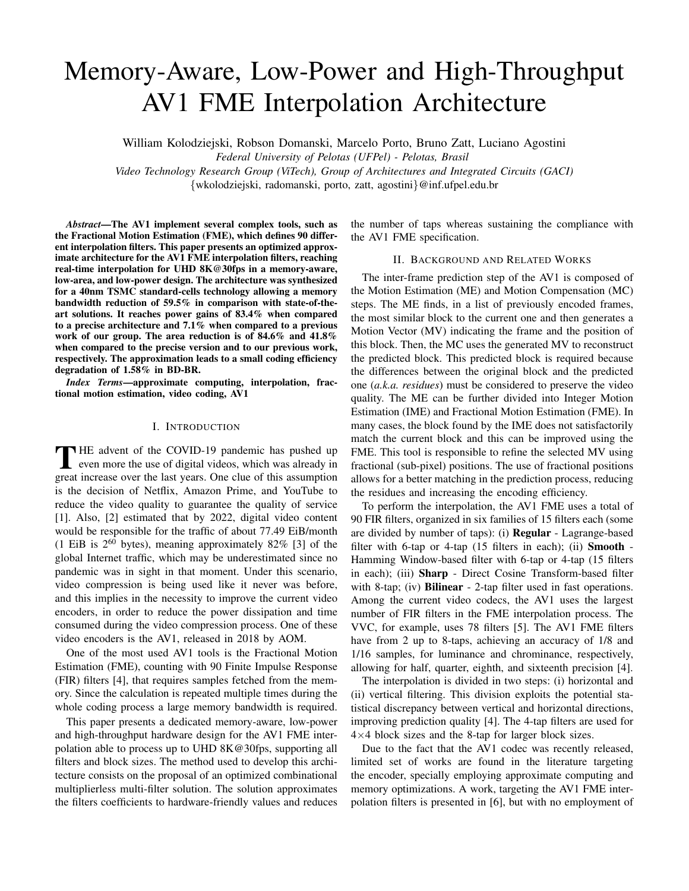# Memory-Aware, Low-Power and High-Throughput AV1 FME Interpolation Architecture

William Kolodziejski, Robson Domanski, Marcelo Porto, Bruno Zatt, Luciano Agostini

*Federal University of Pelotas (UFPel) - Pelotas, Brasil*

*Video Technology Research Group (ViTech), Group of Architectures and Integrated Circuits (GACI)*

{wkolodziejski, radomanski, porto, zatt, agostini}@inf.ufpel.edu.br

***Abstract*—The AV1 implement several complex tools, such as the Fractional Motion Estimation (FME), which defines 90 different interpolation filters. This paper presents an optimized approximate architecture for the AV1 FME interpolation filters, reaching real-time interpolation for UHD 8K@30fps in a memory-aware, low-area, and low-power design. The architecture was synthesized for a 40nm TSMC standard-cells technology allowing a memory bandwidth reduction of 59.5% in comparison with state-of-the-art solutions. It reaches power gains of 83.4% when compared to a precise architecture and 7.1% when compared to a previous work of our group. The area reduction is of 84.6% and 41.8% when compared to the precise version and to our previous work, respectively. The approximation leads to a small coding efficiency degradation of 1.58% in BD-BR.**

***Index Terms*—approximate computing, interpolation, fractional motion estimation, video coding, AV1**

## I. Introduction

THE advent of the COVID-19 pandemic has pushed up even more the use of digital videos, which was already in great increase over the last years. One clue of this assumption is the decision of Netflix, Amazon Prime, and YouTube to reduce the video quality to guarantee the quality of service [1]. Also, [2] estimated that by 2022, digital video content would be responsible for the traffic of about 77.49 EiB/month (1 EiB is $2^{60}$ bytes), meaning approximately 82% [3] of the global Internet traffic, which may be underestimated since no pandemic was in sight in that moment. Under this scenario, video compression is being used like it never was before, and this implies in the necessity to improve the current video encoders, in order to reduce the power dissipation and time consumed during the video compression process. One of these video encoders is the AV1, released in 2018 by AOM.

One of the most used AV1 tools is the Fractional Motion Estimation (FME), counting with 90 Finite Impulse Response (FIR) filters [4], that requires samples fetched from the memory. Since the calculation is repeated multiple times during the whole coding process a large memory bandwidth is required.

This paper presents a dedicated memory-aware, low-power and high-throughput hardware design for the AV1 FME interpolation able to process up to UHD 8K@30fps, supporting all filters and block sizes. The method used to develop this architecture consists on the proposal of an optimized combinational multiplierless multi-filter solution. The solution approximates the filters coefficients to hardware-friendly values and reduces the number of taps whereas sustaining the compliance with the AV1 FME specification.

## II. Background and Related Works

The inter-frame prediction step of the AV1 is composed of the Motion Estimation (ME) and Motion Compensation (MC) steps. The ME finds, in a list of previously encoded frames, the most similar block to the current one and then generates a Motion Vector (MV) indicating the frame and the position of this block. Then, the MC uses the generated MV to reconstruct the predicted block. This predicted block is required because the differences between the original block and the predicted one (*a.k.a. residues*) must be considered to preserve the video quality. The ME can be further divided into Integer Motion Estimation (IME) and Fractional Motion Estimation (FME). In many cases, the block found by the IME does not satisfactorily match the current block and this can be improved using the FME. This tool is responsible to refine the selected MV using fractional (sub-pixel) positions. The use of fractional positions allows for a better matching in the prediction process, reducing the residues and increasing the encoding efficiency.

To perform the interpolation, the AV1 FME uses a total of 90 FIR filters, organized in six families of 15 filters each (some are divided by number of taps): (i) **Regular** - Lagrange-based filter with 6-tap or 4-tap (15 filters in each); (ii) **Smooth** - Hamming Window-based filter with 6-tap or 4-tap (15 filters in each); (iii) **Sharp** - Direct Cosine Transform-based filter with 8-tap; (iv) **Bilinear** - 2-tap filter used in fast operations. Among the current video codecs, the AV1 uses the largest number of FIR filters in the FME interpolation process. The VVC, for example, uses 78 filters [5]. The AV1 FME filters have from 2 up to 8-taps, achieving an accuracy of 1/8 and 1/16 samples, for luminance and chrominance, respectively, allowing for half, quarter, eighth, and sixteenth precision [4].

The interpolation is divided in two steps: (i) horizontal and (ii) vertical filtering. This division exploits the potential statistical discrepancy between vertical and horizontal directions, improving prediction quality [4]. The 4-tap filters are used for $4{\times}4$ block sizes and the 8-tap for larger block sizes.

Due to the fact that the AV1 codec was recently released, limited set of works are found in the literature targeting the encoder, specially employing approximate computing and memory optimizations. A work, targeting the AV1 FME interpolation filters is presented in [6], but with no employment of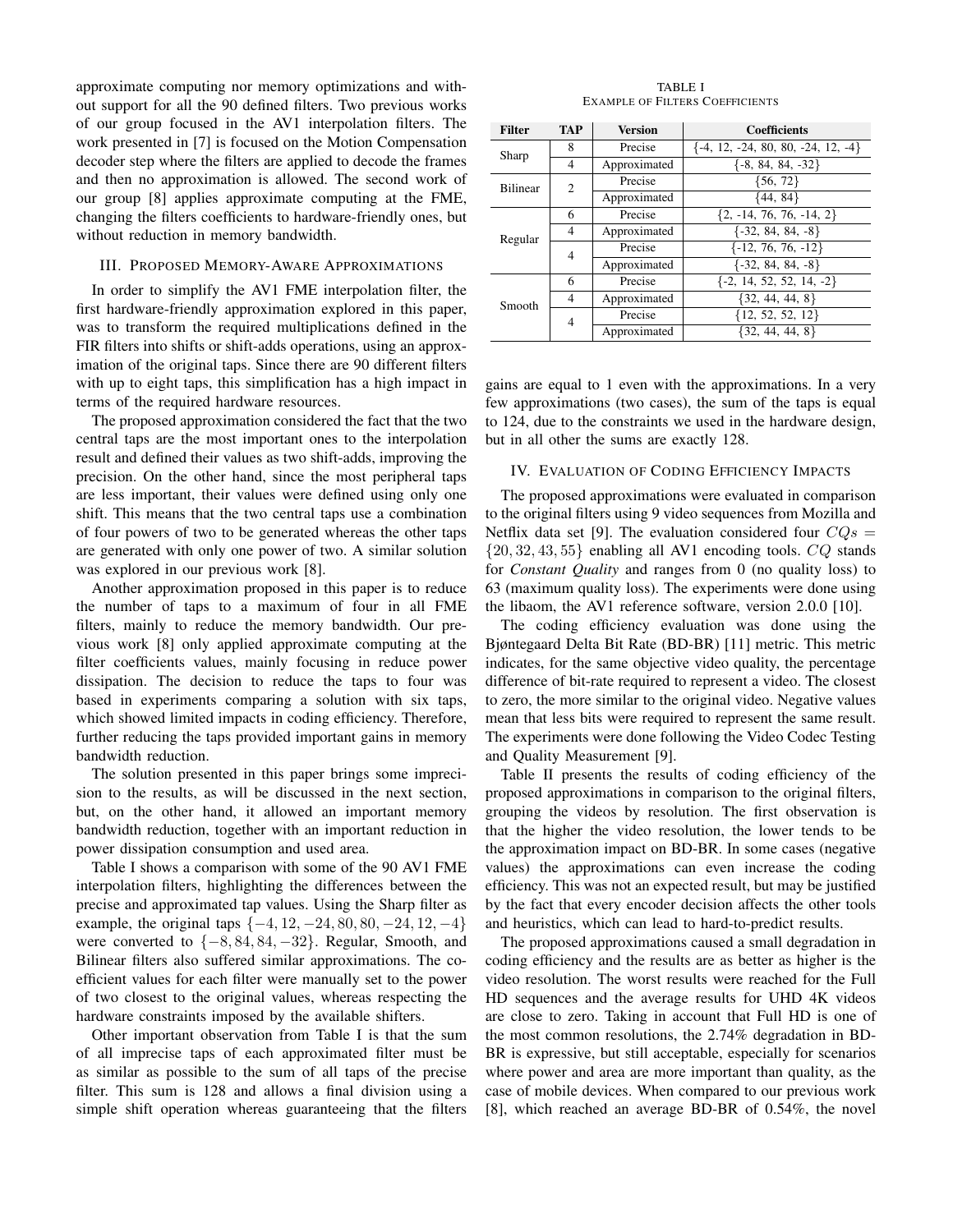approximate computing nor memory optimizations and without support for all the 90 defined filters. Two previous works of our group focused in the AV1 interpolation filters. The work presented in [7] is focused on the Motion Compensation decoder step where the filters are applied to decode the frames and then no approximation is allowed. The second work of our group [8] applies approximate computing at the FME, changing the filters coefficients to hardware-friendly ones, but without reduction in memory bandwidth.

## III. Proposed Memory-Aware Approximations

In order to simplify the AV1 FME interpolation filter, the first hardware-friendly approximation explored in this paper, was to transform the required multiplications defined in the FIR filters into shifts or shift-adds operations, using an approximation of the original taps. Since there are 90 different filters with up to eight taps, this simplification has a high impact in terms of the required hardware resources.

The proposed approximation considered the fact that the two central taps are the most important ones to the interpolation result and defined their values as two shift-adds, improving the precision. On the other hand, since the most peripheral taps are less important, their values were defined using only one shift. This means that the two central taps use a combination of four powers of two to be generated whereas the other taps are generated with only one power of two. A similar solution was explored in our previous work [8].

Another approximation proposed in this paper is to reduce the number of taps to a maximum of four in all FME filters, mainly to reduce the memory bandwidth. Our previous work [8] only applied approximate computing at the filter coefficients values, mainly focusing in reduce power dissipation. The decision to reduce the taps to four was based in experiments comparing a solution with six taps, which showed limited impacts in coding efficiency. Therefore, further reducing the taps provided important gains in memory bandwidth reduction.

The solution presented in this paper brings some imprecision to the results, as will be discussed in the next section, but, on the other hand, it allowed an important memory bandwidth reduction, together with an important reduction in power dissipation consumption and used area.

Table I shows a comparison with some of the 90 AV1 FME interpolation filters, highlighting the differences between the precise and approximated tap values. Using the Sharp filter as example, the original taps $\{-4, 12, -24, 80, 80, -24, 12, -4\}$ were converted to $\{-8, 84, 84, -32\}$. Regular, Smooth, and Bilinear filters also suffered similar approximations. The coefficient values for each filter were manually set to the power of two closest to the original values, whereas respecting the hardware constraints imposed by the available shifters.

Other important observation from Table I is that the sum of all imprecise taps of each approximated filter must be as similar as possible to the sum of all taps of the precise filter. This sum is 128 and allows a final division using a simple shift operation whereas guaranteeing that the filters gains are equal to 1 even with the approximations. In a very few approximations (two cases), the sum of the taps is equal to 124, due to the constraints we used in the hardware design, but in all other the sums are exactly 128.

TABLE I
Example of Filters Coefficients

| Filter | TAP | Version | Coefficients |
|---|---|---|---|
| Sharp | 8 | Precise | {-4, 12, -24, 80, 80, -24, 12, -4} |
| | 4 | Approximated | {-8, 84, 84, -32} |
| Bilinear | 2 | Precise | {56, 72} |
| | | Approximated | {44, 84} |
| Regular | 6 | Precise | {2, -14, 76, 76, -14, 2} |
| | 4 | Approximated | {-32, 84, 84, -8} |
| | 4 | Precise | {-12, 76, 76, -12} |
| | | Approximated | {-32, 84, 84, -8} |
| Smooth | 6 | Precise | {-2, 14, 52, 52, 14, -2} |
| | 4 | Approximated | {32, 44, 44, 8} |
| | 4 | Precise | {12, 52, 52, 12} |
| | | Approximated | {32, 44, 44, 8} |

## IV. Evaluation of Coding Efficiency Impacts

The proposed approximations were evaluated in comparison to the original filters using 9 video sequences from Mozilla and Netflix data set [9]. The evaluation considered four $CQs = \{20, 32, 43, 55\}$ enabling all AV1 encoding tools. $CQ$ stands for *Constant Quality* and ranges from 0 (no quality loss) to 63 (maximum quality loss). The experiments were done using the libaom, the AV1 reference software, version 2.0.0 [10].

The coding efficiency evaluation was done using the Bjøntegaard Delta Bit Rate (BD-BR) [11] metric. This metric indicates, for the same objective video quality, the percentage difference of bit-rate required to represent a video. The closest to zero, the more similar to the original video. Negative values mean that less bits were required to represent the same result. The experiments were done following the Video Codec Testing and Quality Measurement [9].

Table II presents the results of coding efficiency of the proposed approximations in comparison to the original filters, grouping the videos by resolution. The first observation is that the higher the video resolution, the lower tends to be the approximation impact on BD-BR. In some cases (negative values) the approximations can even increase the coding efficiency. This was not an expected result, but may be justified by the fact that every encoder decision affects the other tools and heuristics, which can lead to hard-to-predict results.

The proposed approximations caused a small degradation in coding efficiency and the results are as better as higher is the video resolution. The worst results were reached for the Full HD sequences and the average results for UHD 4K videos are close to zero. Taking in account that Full HD is one of the most common resolutions, the 2.74% degradation in BD-BR is expressive, but still acceptable, especially for scenarios where power and area are more important than quality, as the case of mobile devices. When compared to our previous work [8], which reached an average BD-BR of 0.54%, the novel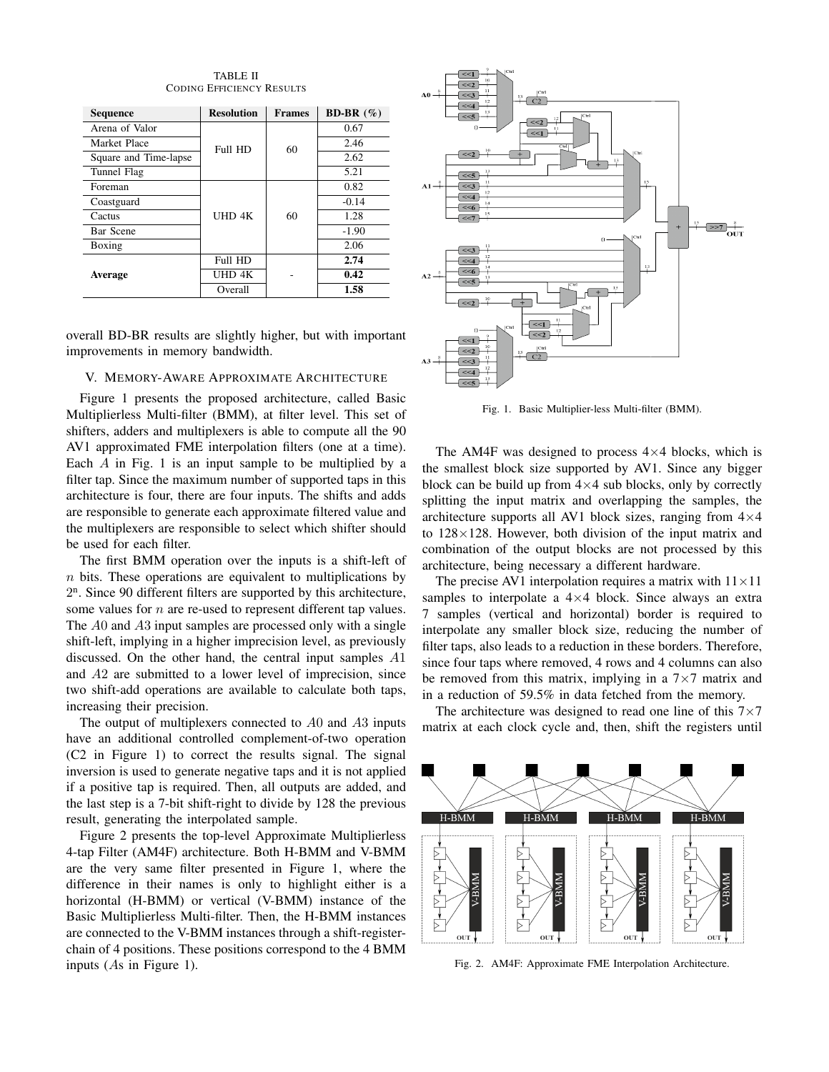TABLE II
CODING EFFICIENCY RESULTS

| Sequence | Resolution | Frames | BD-BR (%) |
|---|---|---|---|
| Arena of Valor | Full HD | 60 | 0.67 |
| Market Place | | | 2.46 |
| Square and Time-lapse | | | 2.62 |
| Tunnel Flag | | | 5.21 |
| Foreman | UHD 4K | 60 | 0.82 |
| Coastguard | | | -0.14 |
| Cactus | | | 1.28 |
| Bar Scene | | | -1.90 |
| Boxing | | | 2.06 |
| **Average** | Full HD | - | **2.74** |
| | UHD 4K | | **0.42** |
| | Overall | | **1.58** |

overall BD-BR results are slightly higher, but with important improvements in memory bandwidth.

## V. MEMORY-AWARE APPROXIMATE ARCHITECTURE

Figure 1 presents the proposed architecture, called Basic Multiplierless Multi-filter (BMM), at filter level. This set of shifters, adders and multiplexers is able to compute all the 90 AV1 approximated FME interpolation filters (one at a time). Each $A$ in Fig. 1 is an input sample to be multiplied by a filter tap. Since the maximum number of supported taps in this architecture is four, there are four inputs. The shifts and adds are responsible to generate each approximate filtered value and the multiplexers are responsible to select which shifter should be used for each filter.

The first BMM operation over the inputs is a shift-left of $n$ bits. These operations are equivalent to multiplications by $2^n$. Since 90 different filters are supported by this architecture, some values for $n$ are re-used to represent different tap values. The $A0$ and $A3$ input samples are processed only with a single shift-left, implying in a higher imprecision level, as previously discussed. On the other hand, the central input samples $A1$ and $A2$ are submitted to a lower level of imprecision, since two shift-add operations are available to calculate both taps, increasing their precision.

The output of multiplexers connected to $A0$ and $A3$ inputs have an additional controlled complement-of-two operation (C2 in Figure 1) to correct the results signal. The signal inversion is used to generate negative taps and it is not applied if a positive tap is required. Then, all outputs are added, and the last step is a 7-bit shift-right to divide by 128 the previous result, generating the interpolated sample.

Figure 2 presents the top-level Approximate Multiplierless 4-tap Filter (AM4F) architecture. Both H-BMM and V-BMM are the very same filter presented in Figure 1, where the difference in their names is only to highlight either is a horizontal (H-BMM) or vertical (V-BMM) instance of the Basic Multiplierless Multi-filter. Then, the H-BMM instances are connected to the V-BMM instances through a shift-register-chain of 4 positions. These positions correspond to the 4 BMM inputs ($A$s in Figure 1).

Fig. 1. Basic Multiplier-less Multi-filter (BMM).

The AM4F was designed to process 4×4 blocks, which is the smallest block size supported by AV1. Since any bigger block can be build up from 4×4 sub blocks, only by correctly splitting the input matrix and overlapping the samples, the architecture supports all AV1 block sizes, ranging from 4×4 to 128×128. However, both division of the input matrix and combination of the output blocks are not processed by this architecture, being necessary a different hardware.

The precise AV1 interpolation requires a matrix with 11×11 samples to interpolate a 4×4 block. Since always an extra 7 samples (vertical and horizontal) border is required to interpolate any smaller block size, reducing the number of filter taps, also leads to a reduction in these borders. Therefore, since four taps where removed, 4 rows and 4 columns can also be removed from this matrix, implying in a 7×7 matrix and in a reduction of 59.5% in data fetched from the memory.

The architecture was designed to read one line of this 7×7 matrix at each clock cycle and, then, shift the registers until

Fig. 2. AM4F: Approximate FME Interpolation Architecture.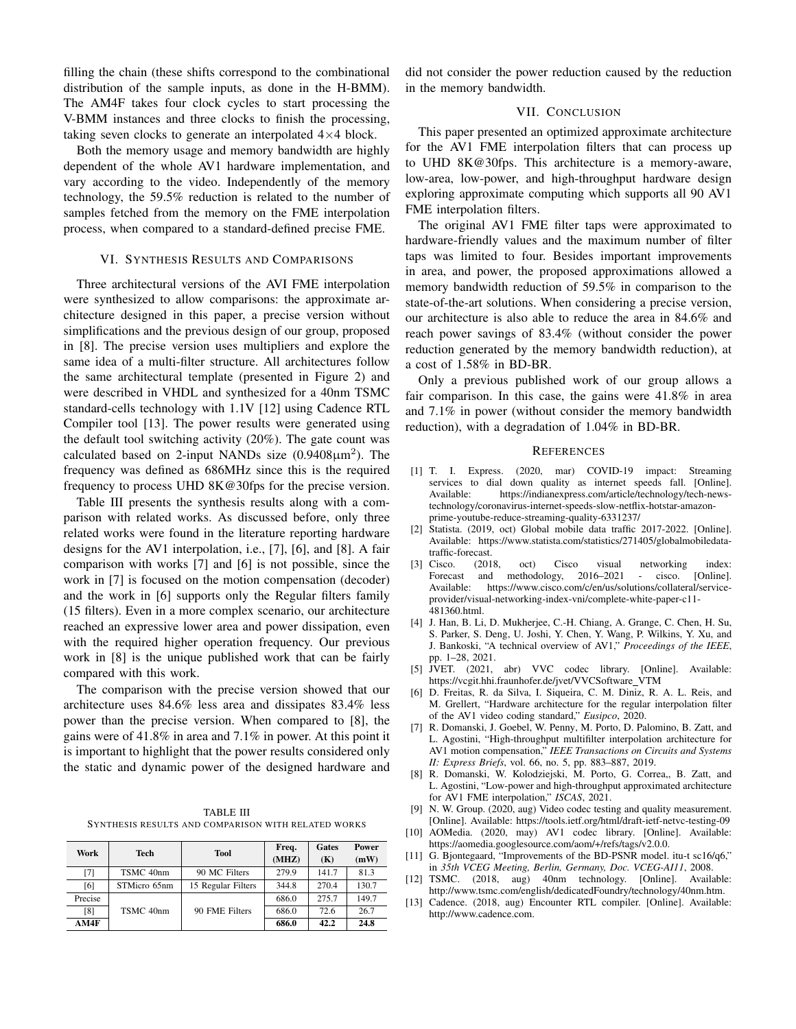filling the chain (these shifts correspond to the combinational distribution of the sample inputs, as done in the H-BMM). The AM4F takes four clock cycles to start processing the V-BMM instances and three clocks to finish the processing, taking seven clocks to generate an interpolated 4×4 block.

Both the memory usage and memory bandwidth are highly dependent of the whole AV1 hardware implementation, and vary according to the video. Independently of the memory technology, the 59.5% reduction is related to the number of samples fetched from the memory on the FME interpolation process, when compared to a standard-defined precise FME.

## VI. Synthesis Results and Comparisons

Three architectural versions of the AVI FME interpolation were synthesized to allow comparisons: the approximate architecture designed in this paper, a precise version without simplifications and the previous design of our group, proposed in [8]. The precise version uses multipliers and explore the same idea of a multi-filter structure. All architectures follow the same architectural template (presented in Figure 2) and were described in VHDL and synthesized for a 40nm TSMC standard-cells technology with 1.1V [12] using Cadence RTL Compiler tool [13]. The power results were generated using the default tool switching activity (20%). The gate count was calculated based on 2-input NANDs size ($0.9408\mu m^2$). The frequency was defined as 686MHz since this is the required frequency to process UHD 8K@30fps for the precise version.

Table III presents the synthesis results along with a comparison with related works. As discussed before, only three related works were found in the literature reporting hardware designs for the AV1 interpolation, i.e., [7], [6], and [8]. A fair comparison with works [7] and [6] is not possible, since the work in [7] is focused on the motion compensation (decoder) and the work in [6] supports only the Regular filters family (15 filters). Even in a more complex scenario, our architecture reached an expressive lower area and power dissipation, even with the required higher operation frequency. Our previous work in [8] is the unique published work that can be fairly compared with this work.

The comparison with the precise version showed that our architecture uses 84.6% less area and dissipates 83.4% less power than the precise version. When compared to [8], the gains were of 41.8% in area and 7.1% in power. At this point it is important to highlight that the power results considered only the static and dynamic power of the designed hardware and did not consider the power reduction caused by the reduction in the memory bandwidth.

TABLE III
Synthesis results and comparison with related works

| Work | Tech | Tool | Freq. (MHZ) | Gates (K) | Power (mW) |
|---|---|---|---|---|---|
| [7] | TSMC 40nm | 90 MC Filters | 279.9 | 141.7 | 81.3 |
| [6] | STMicro 65nm | 15 Regular Filters | 344.8 | 270.4 | 130.7 |
| Precise | TSMC 40nm | 90 FME Filters | 686.0 | 275.7 | 149.7 |
| [8] | | | 686.0 | 72.6 | 26.7 |
| **AM4F** | | | **686.0** | **42.2** | **24.8** |

## VII. Conclusion

This paper presented an optimized approximate architecture for the AV1 FME interpolation filters that can process up to UHD 8K@30fps. This architecture is a memory-aware, low-area, low-power, and high-throughput hardware design exploring approximate computing which supports all 90 AV1 FME interpolation filters.

The original AV1 FME filter taps were approximated to hardware-friendly values and the maximum number of filter taps was limited to four. Besides important improvements in area, and power, the proposed approximations allowed a memory bandwidth reduction of 59.5% in comparison to the state-of-the-art solutions. When considering a precise version, our architecture is also able to reduce the area in 84.6% and reach power savings of 83.4% (without consider the power reduction generated by the memory bandwidth reduction), at a cost of 1.58% in BD-BR.

Only a previous published work of our group allows a fair comparison. In this case, the gains were 41.8% in area and 7.1% in power (without consider the memory bandwidth reduction), with a degradation of 1.04% in BD-BR.

## References

[1] T. I. Express. (2020, mar) COVID-19 impact: Streaming services to dial down quality as internet speeds fall. [Online]. Available: https://indianexpress.com/article/technology/tech-news-technology/coronavirus-internet-speeds-slow-netflix-hotstar-amazon-prime-youtube-reduce-streaming-quality-6331237/

[2] Statista. (2019, oct) Global mobile data traffic 2017-2022. [Online]. Available: https://www.statista.com/statistics/271405/globalmobiledata-traffic-forecast.

[3] Cisco. (2018, oct) Cisco visual networking index: Forecast and methodology, 2016–2021 - cisco. [Online]. Available: https://www.cisco.com/c/en/us/solutions/collateral/service-provider/visual-networking-index-vni/complete-white-paper-c11-481360.html.

[4] J. Han, B. Li, D. Mukherjee, C.-H. Chiang, A. Grange, C. Chen, H. Su, S. Parker, S. Deng, U. Joshi, Y. Chen, Y. Wang, P. Wilkins, Y. Xu, and J. Bankoski, "A technical overview of AV1," *Proceedings of the IEEE*, pp. 1–28, 2021.

[5] JVET. (2021, abr) VVC codec library. [Online]. Available: https://vcgit.hhi.fraunhofer.de/jvet/VVCSoftware_VTM

[6] D. Freitas, R. da Silva, I. Siqueira, C. M. Diniz, R. A. L. Reis, and M. Grellert, "Hardware architecture for the regular interpolation filter of the AV1 video coding standard," *Eusipco*, 2020.

[7] R. Domanski, J. Goebel, W. Penny, M. Porto, D. Palomino, B. Zatt, and L. Agostini, "High-throughput multifilter interpolation architecture for AV1 motion compensation," *IEEE Transactions on Circuits and Systems II: Express Briefs*, vol. 66, no. 5, pp. 883–887, 2019.

[8] R. Domanski, W. Kolodziejski, M. Porto, G. Correa,, B. Zatt, and L. Agostini, "Low-power and high-throughput approximated architecture for AV1 FME interpolation," *ISCAS*, 2021.

[9] N. W. Group. (2020, aug) Video codec testing and quality measurement. [Online]. Available: https://tools.ietf.org/html/draft-ietf-netvc-testing-09

[10] AOMedia. (2020, may) AV1 codec library. [Online]. Available: https://aomedia.googlesource.com/aom/+/refs/tags/v2.0.0.

[11] G. Bjontegaard, "Improvements of the BD-PSNR model. itu-t sc16/q6," in *35th VCEG Meeting, Berlin, Germany, Doc. VCEG-AI11*, 2008.

[12] TSMC. (2018, aug) 40nm technology. [Online]. Available: http://www.tsmc.com/english/dedicatedFoundry/technology/40nm.htm.

[13] Cadence. (2018, aug) Encounter RTL compiler. [Online]. Available: http://www.cadence.com.